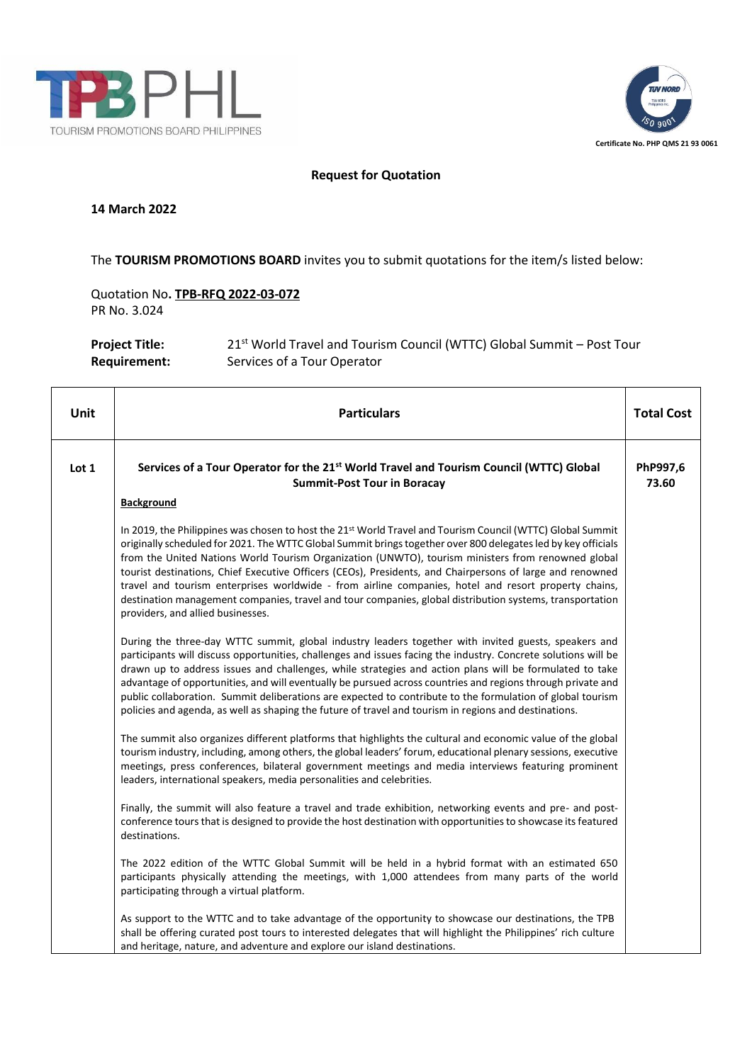TOURISM PROMOTIONS BOARD PHILIPPINES

Certificate No. PHP QMS 21 93 0061

**Request for Quotation**

**14 March 2022**

The **TOURISM PROMOTIONS BOARD** invites you to submit quotations for the item/s listed below:

Quotation No. **TPB-RFQ 2022-03-072**
PR No. 3.024

**Project Title:** 21st World Travel and Tourism Council (WTTC) Global Summit – Post Tour
**Requirement:** Services of a Tour Operator

| Unit | Particulars | Total Cost |
|---|---|---|
| Lot 1 | **Services of a Tour Operator for the 21st World Travel and Tourism Council (WTTC) Global Summit-Post Tour in Boracay**<br><br>**Background**<br><br>In 2019, the Philippines was chosen to host the 21st World Travel and Tourism Council (WTTC) Global Summit originally scheduled for 2021. The WTTC Global Summit brings together over 800 delegates led by key officials from the United Nations World Tourism Organization (UNWTO), tourism ministers from renowned global tourist destinations, Chief Executive Officers (CEOs), Presidents, and Chairpersons of large and renowned travel and tourism enterprises worldwide - from airline companies, hotel and resort property chains, destination management companies, travel and tour companies, global distribution systems, transportation providers, and allied businesses.<br><br>During the three-day WTTC summit, global industry leaders together with invited guests, speakers and participants will discuss opportunities, challenges and issues facing the industry. Concrete solutions will be drawn up to address issues and challenges, while strategies and action plans will be formulated to take advantage of opportunities, and will eventually be pursued across countries and regions through private and public collaboration. Summit deliberations are expected to contribute to the formulation of global tourism policies and agenda, as well as shaping the future of travel and tourism in regions and destinations.<br><br>The summit also organizes different platforms that highlights the cultural and economic value of the global tourism industry, including, among others, the global leaders' forum, educational plenary sessions, executive meetings, press conferences, bilateral government meetings and media interviews featuring prominent leaders, international speakers, media personalities and celebrities.<br><br>Finally, the summit will also feature a travel and trade exhibition, networking events and pre- and post-conference tours that is designed to provide the host destination with opportunities to showcase its featured destinations.<br><br>The 2022 edition of the WTTC Global Summit will be held in a hybrid format with an estimated 650 participants physically attending the meetings, with 1,000 attendees from many parts of the world participating through a virtual platform.<br><br>As support to the WTTC and to take advantage of the opportunity to showcase our destinations, the TPB shall be offering curated post tours to interested delegates that will highlight the Philippines' rich culture and heritage, nature, and adventure and explore our island destinations. | **PhP997,673.60** |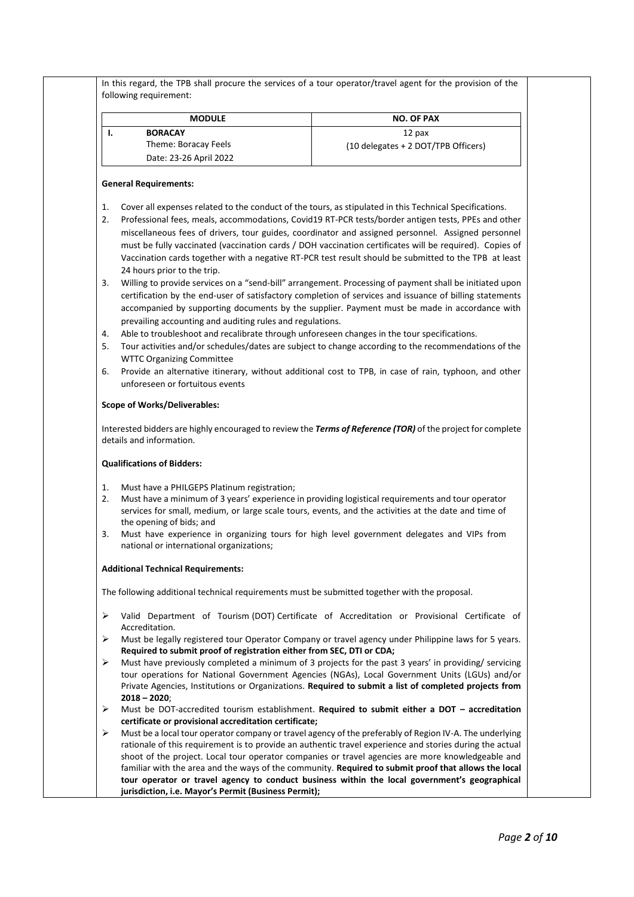In this regard, the TPB shall procure the services of a tour operator/travel agent for the provision of the following requirement:

| MODULE | NO. OF PAX |
|---|---|
| I. **BORACAY**<br>Theme: Boracay Feels<br>Date: 23-26 April 2022 | 12 pax<br>(10 delegates + 2 DOT/TPB Officers) |

**General Requirements:**

1. Cover all expenses related to the conduct of the tours, as stipulated in this Technical Specifications.
2. Professional fees, meals, accommodations, Covid19 RT-PCR tests/border antigen tests, PPEs and other miscellaneous fees of drivers, tour guides, coordinator and assigned personnel. Assigned personnel must be fully vaccinated (vaccination cards / DOH vaccination certificates will be required). Copies of Vaccination cards together with a negative RT-PCR test result should be submitted to the TPB at least 24 hours prior to the trip.
3. Willing to provide services on a "send-bill" arrangement. Processing of payment shall be initiated upon certification by the end-user of satisfactory completion of services and issuance of billing statements accompanied by supporting documents by the supplier. Payment must be made in accordance with prevailing accounting and auditing rules and regulations.
4. Able to troubleshoot and recalibrate through unforeseen changes in the tour specifications.
5. Tour activities and/or schedules/dates are subject to change according to the recommendations of the WTTC Organizing Committee
6. Provide an alternative itinerary, without additional cost to TPB, in case of rain, typhoon, and other unforeseen or fortuitous events

**Scope of Works/Deliverables:**

Interested bidders are highly encouraged to review the ***Terms of Reference (TOR)*** of the project for complete details and information.

**Qualifications of Bidders:**

1. Must have a PHILGEPS Platinum registration;
2. Must have a minimum of 3 years' experience in providing logistical requirements and tour operator services for small, medium, or large scale tours, events, and the activities at the date and time of the opening of bids; and
3. Must have experience in organizing tours for high level government delegates and VIPs from national or international organizations;

**Additional Technical Requirements:**

The following additional technical requirements must be submitted together with the proposal.

- Valid Department of Tourism (DOT) Certificate of Accreditation or Provisional Certificate of Accreditation.
- Must be legally registered tour Operator Company or travel agency under Philippine laws for 5 years. **Required to submit proof of registration either from SEC, DTI or CDA;**
- Must have previously completed a minimum of 3 projects for the past 3 years' in providing/ servicing tour operations for National Government Agencies (NGAs), Local Government Units (LGUs) and/or Private Agencies, Institutions or Organizations. **Required to submit a list of completed projects from 2018 – 2020**;
- Must be DOT-accredited tourism establishment. **Required to submit either a DOT – accreditation certificate or provisional accreditation certificate;**
- Must be a local tour operator company or travel agency of the preferably of Region IV-A. The underlying rationale of this requirement is to provide an authentic travel experience and stories during the actual shoot of the project. Local tour operator companies or travel agencies are more knowledgeable and familiar with the area and the ways of the community. **Required to submit proof that allows the local tour operator or travel agency to conduct business within the local government's geographical jurisdiction, i.e. Mayor's Permit (Business Permit);**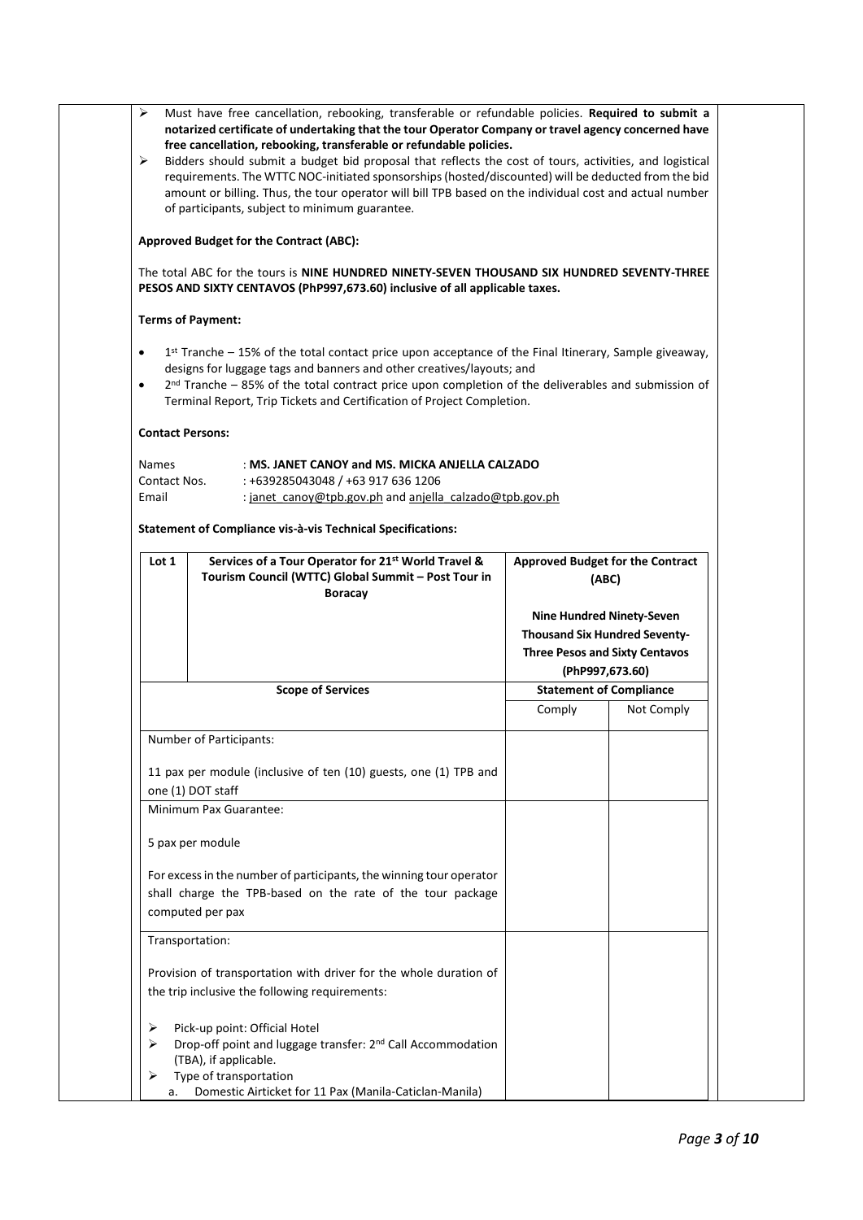- Must have free cancellation, rebooking, transferable or refundable policies. **Required to submit a notarized certificate of undertaking that the tour Operator Company or travel agency concerned have free cancellation, rebooking, transferable or refundable policies.**
- Bidders should submit a budget bid proposal that reflects the cost of tours, activities, and logistical requirements. The WTTC NOC-initiated sponsorships (hosted/discounted) will be deducted from the bid amount or billing. Thus, the tour operator will bill TPB based on the individual cost and actual number of participants, subject to minimum guarantee.

**Approved Budget for the Contract (ABC):**

The total ABC for the tours is **NINE HUNDRED NINETY-SEVEN THOUSAND SIX HUNDRED SEVENTY-THREE PESOS AND SIXTY CENTAVOS (PhP997,673.60) inclusive of all applicable taxes.**

**Terms of Payment:**

- 1st Tranche – 15% of the total contact price upon acceptance of the Final Itinerary, Sample giveaway, designs for luggage tags and banners and other creatives/layouts; and
- 2nd Tranche – 85% of the total contract price upon completion of the deliverables and submission of Terminal Report, Trip Tickets and Certification of Project Completion.

**Contact Persons:**

Names : **MS. JANET CANOY and MS. MICKA ANJELLA CALZADO**
Contact Nos. : +639285043048 / +63 917 636 1206
Email : janet_canoy@tpb.gov.ph and anjella_calzado@tpb.gov.ph

**Statement of Compliance vis-à-vis Technical Specifications:**

| Lot 1 | Services of a Tour Operator for 21st World Travel & Tourism Council (WTTC) Global Summit – Post Tour in Boracay | Approved Budget for the Contract (ABC)<br><br>Nine Hundred Ninety-Seven Thousand Six Hundred Seventy-Three Pesos and Sixty Centavos (PhP997,673.60) | |
|---|---|---|---|
| **Scope of Services** | | **Statement of Compliance** | |
| | | Comply | Not Comply |
| Number of Participants:<br><br>11 pax per module (inclusive of ten (10) guests, one (1) TPB and one (1) DOT staff | | | |
| Minimum Pax Guarantee:<br><br>5 pax per module<br><br>For excess in the number of participants, the winning tour operator shall charge the TPB-based on the rate of the tour package computed per pax | | | |
| Transportation:<br><br>Provision of transportation with driver for the whole duration of the trip inclusive the following requirements:<br><br>- Pick-up point: Official Hotel<br>- Drop-off point and luggage transfer: 2nd Call Accommodation (TBA), if applicable.<br>- Type of transportation<br>a. Domestic Airticket for 11 Pax (Manila-Caticlan-Manila) | | | |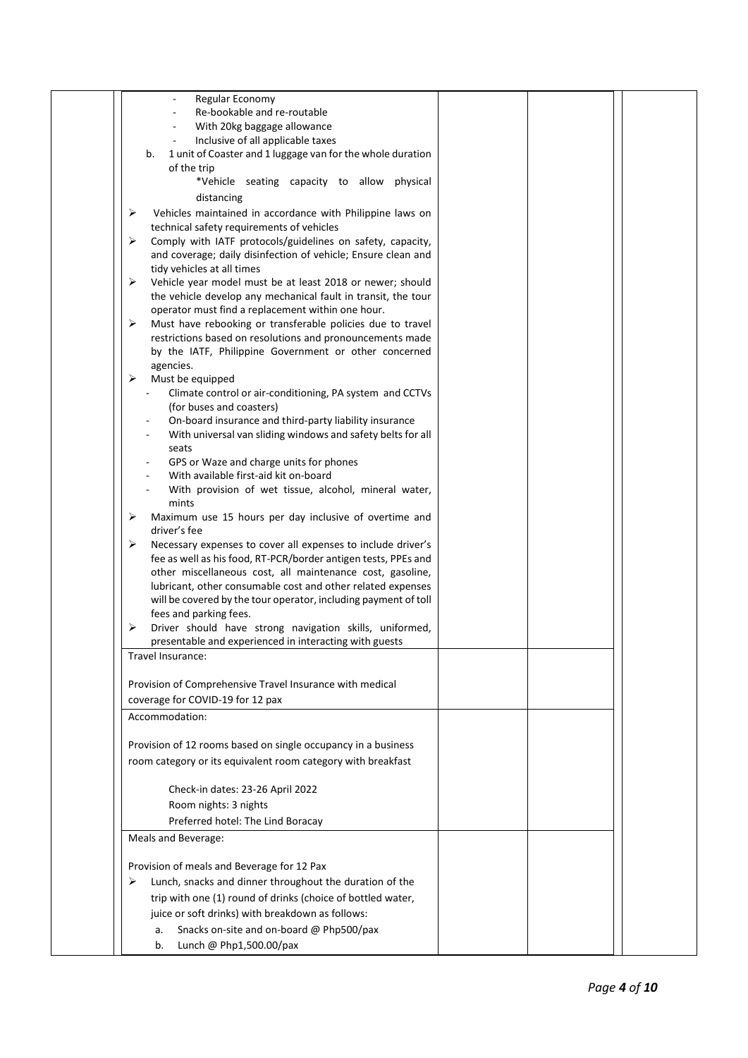| | | | | |
|---|---|---|---|---|
| | - Regular Economy<br>- Re-bookable and re-routable<br>- With 20kg baggage allowance<br>- Inclusive of all applicable taxes<br>b. 1 unit of Coaster and 1 luggage van for the whole duration of the trip<br>*Vehicle seating capacity to allow physical distancing<br>➢ Vehicles maintained in accordance with Philippine laws on technical safety requirements of vehicles<br>➢ Comply with IATF protocols/guidelines on safety, capacity, and coverage; daily disinfection of vehicle; Ensure clean and tidy vehicles at all times<br>➢ Vehicle year model must be at least 2018 or newer; should the vehicle develop any mechanical fault in transit, the tour operator must find a replacement within one hour.<br>➢ Must have rebooking or transferable policies due to travel restrictions based on resolutions and pronouncements made by the IATF, Philippine Government or other concerned agencies.<br>➢ Must be equipped<br>- Climate control or air-conditioning, PA system and CCTVs (for buses and coasters)<br>- On-board insurance and third-party liability insurance<br>- With universal van sliding windows and safety belts for all seats<br>- GPS or Waze and charge units for phones<br>- With available first-aid kit on-board<br>- With provision of wet tissue, alcohol, mineral water, mints<br>➢ Maximum use 15 hours per day inclusive of overtime and driver's fee<br>➢ Necessary expenses to cover all expenses to include driver's fee as well as his food, RT-PCR/border antigen tests, PPEs and other miscellaneous cost, all maintenance cost, gasoline, lubricant, other consumable cost and other related expenses will be covered by the tour operator, including payment of toll fees and parking fees.<br>➢ Driver should have strong navigation skills, uniformed, presentable and experienced in interacting with guests | | | |
| | Travel Insurance:<br><br>Provision of Comprehensive Travel Insurance with medical coverage for COVID-19 for 12 pax | | | |
| | Accommodation:<br><br>Provision of 12 rooms based on single occupancy in a business room category or its equivalent room category with breakfast<br><br>Check-in dates: 23-26 April 2022<br>Room nights: 3 nights<br>Preferred hotel: The Lind Boracay | | | |
| | Meals and Beverage:<br><br>Provision of meals and Beverage for 12 Pax<br>➢ Lunch, snacks and dinner throughout the duration of the trip with one (1) round of drinks (choice of bottled water, juice or soft drinks) with breakdown as follows:<br>a. Snacks on-site and on-board @ Php500/pax<br>b. Lunch @ Php1,500.00/pax | | | |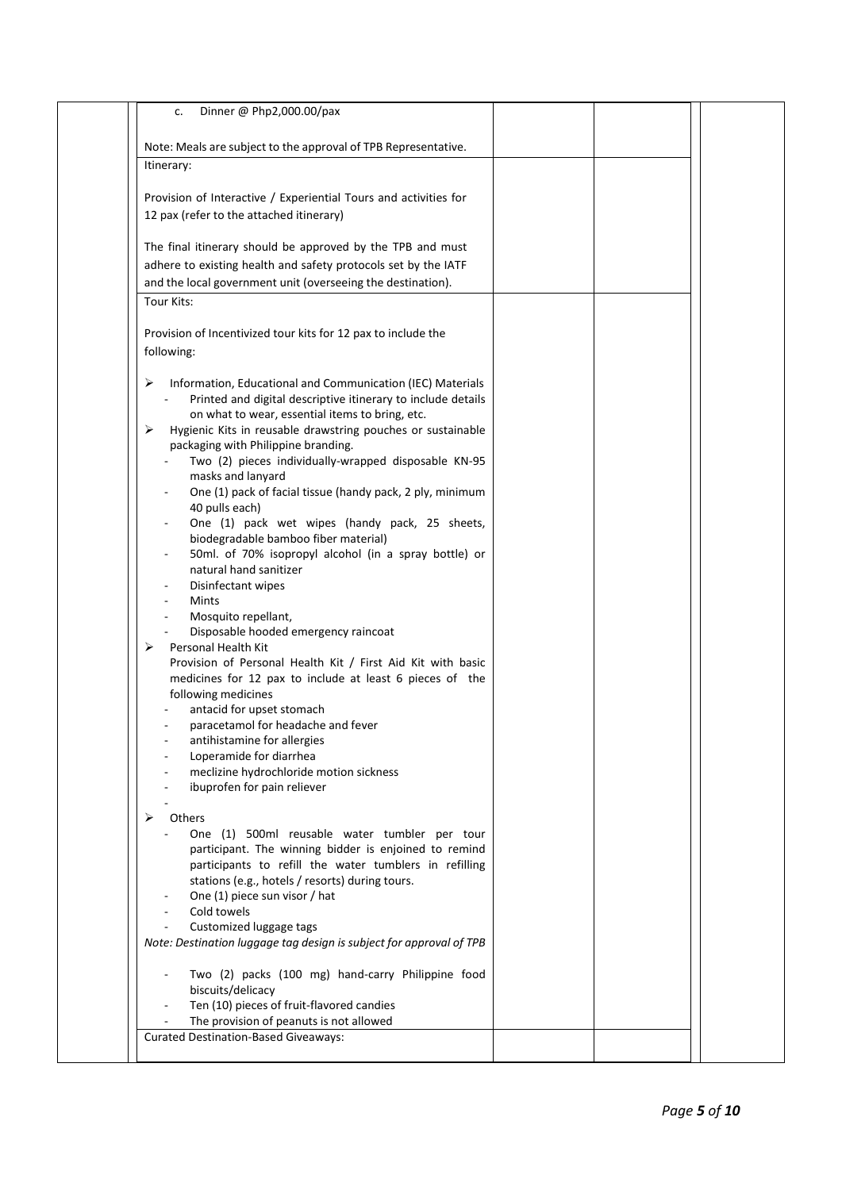| | | | | |
|---|---|---|---|---|
| | c. Dinner @ Php2,000.00/pax<br><br>Note: Meals are subject to the approval of TPB Representative. | | | |
| | Itinerary:<br><br>Provision of Interactive / Experiential Tours and activities for 12 pax (refer to the attached itinerary)<br><br>The final itinerary should be approved by the TPB and must adhere to existing health and safety protocols set by the IATF and the local government unit (overseeing the destination). | | | |
| | Tour Kits:<br><br>Provision of Incentivized tour kits for 12 pax to include the following:<br><br>➢ Information, Educational and Communication (IEC) Materials<br>- Printed and digital descriptive itinerary to include details on what to wear, essential items to bring, etc.<br>➢ Hygienic Kits in reusable drawstring pouches or sustainable packaging with Philippine branding.<br>- Two (2) pieces individually-wrapped disposable KN-95 masks and lanyard<br>- One (1) pack of facial tissue (handy pack, 2 ply, minimum 40 pulls each)<br>- One (1) pack wet wipes (handy pack, 25 sheets, biodegradable bamboo fiber material)<br>- 50ml. of 70% isopropyl alcohol (in a spray bottle) or natural hand sanitizer<br>- Disinfectant wipes<br>- Mints<br>- Mosquito repellant,<br>- Disposable hooded emergency raincoat<br>➢ Personal Health Kit<br>Provision of Personal Health Kit / First Aid Kit with basic medicines for 12 pax to include at least 6 pieces of the following medicines<br>- antacid for upset stomach<br>- paracetamol for headache and fever<br>- antihistamine for allergies<br>- Loperamide for diarrhea<br>- meclizine hydrochloride motion sickness<br>- ibuprofen for pain reliever<br>-<br>➢ Others<br>- One (1) 500ml reusable water tumbler per tour participant. The winning bidder is enjoined to remind participants to refill the water tumblers in refilling stations (e.g., hotels / resorts) during tours.<br>- One (1) piece sun visor / hat<br>- Cold towels<br>- Customized luggage tags<br>*Note: Destination luggage tag design is subject for approval of TPB*<br><br>- Two (2) packs (100 mg) hand-carry Philippine food biscuits/delicacy<br>- Ten (10) pieces of fruit-flavored candies<br>- The provision of peanuts is not allowed | | | |
| | Curated Destination-Based Giveaways: | | | |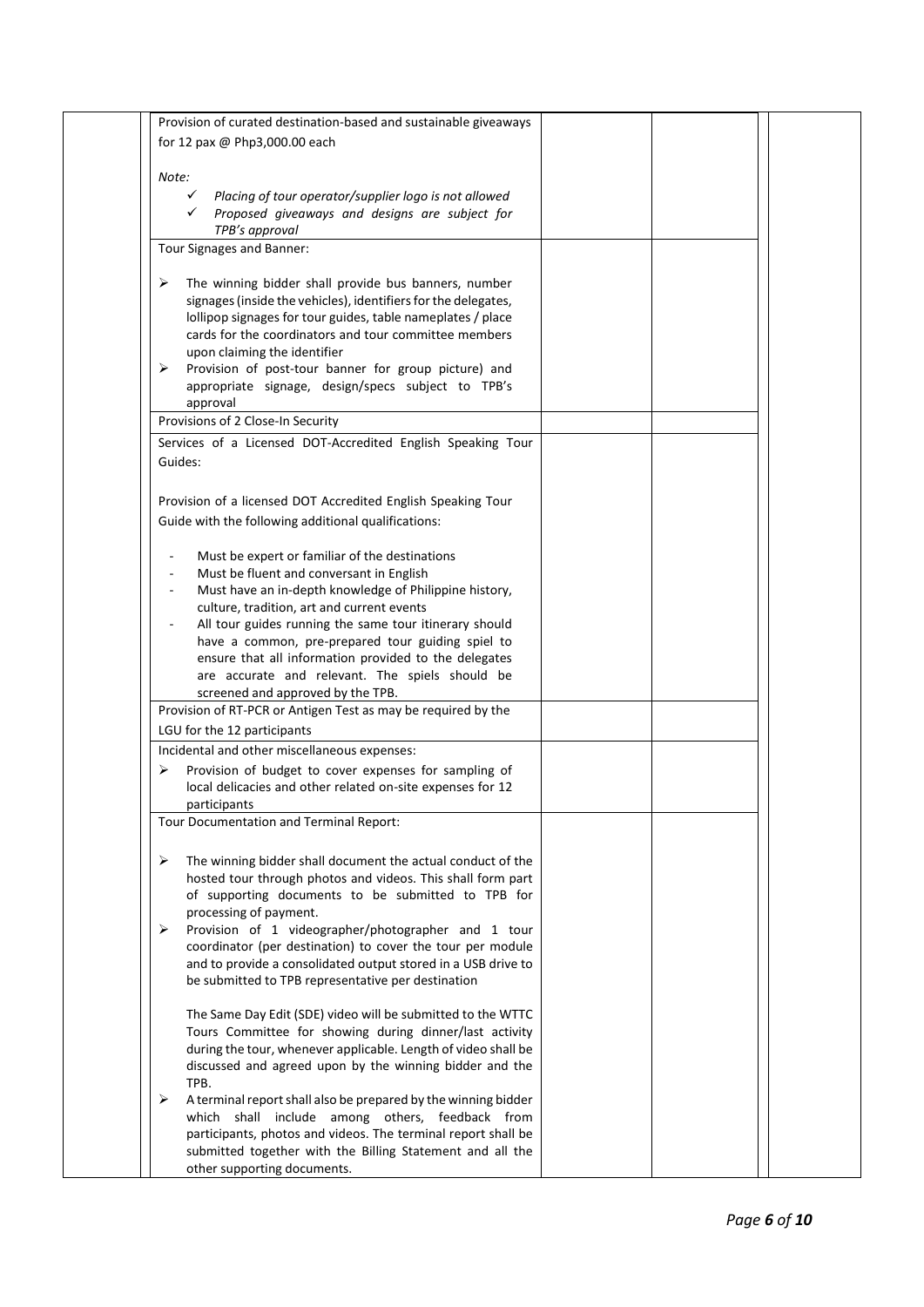| | | | | | |
|---|---|---|---|---|---|
| | Provision of curated destination-based and sustainable giveaways for 12 pax @ Php3,000.00 each<br><br>*Note:*<br>✓ *Placing of tour operator/supplier logo is not allowed*<br>✓ *Proposed giveaways and designs are subject for TPB's approval* | | | | |
| | Tour Signages and Banner:<br><br>➢ The winning bidder shall provide bus banners, number signages (inside the vehicles), identifiers for the delegates, lollipop signages for tour guides, table nameplates / place cards for the coordinators and tour committee members upon claiming the identifier<br>➢ Provision of post-tour banner for group picture) and appropriate signage, design/specs subject to TPB's approval | | | | |
| | Provisions of 2 Close-In Security | | | | |
| | Services of a Licensed DOT-Accredited English Speaking Tour Guides:<br><br>Provision of a licensed DOT Accredited English Speaking Tour Guide with the following additional qualifications:<br><br>- Must be expert or familiar of the destinations<br>- Must be fluent and conversant in English<br>- Must have an in-depth knowledge of Philippine history, culture, tradition, art and current events<br>- All tour guides running the same tour itinerary should have a common, pre-prepared tour guiding spiel to ensure that all information provided to the delegates are accurate and relevant. The spiels should be screened and approved by the TPB. | | | | |
| | Provision of RT-PCR or Antigen Test as may be required by the LGU for the 12 participants | | | | |
| | Incidental and other miscellaneous expenses:<br>➢ Provision of budget to cover expenses for sampling of local delicacies and other related on-site expenses for 12 participants | | | | |
| | Tour Documentation and Terminal Report:<br><br>➢ The winning bidder shall document the actual conduct of the hosted tour through photos and videos. This shall form part of supporting documents to be submitted to TPB for processing of payment.<br>➢ Provision of 1 videographer/photographer and 1 tour coordinator (per destination) to cover the tour per module and to provide a consolidated output stored in a USB drive to be submitted to TPB representative per destination<br><br>The Same Day Edit (SDE) video will be submitted to the WTTC Tours Committee for showing during dinner/last activity during the tour, whenever applicable. Length of video shall be discussed and agreed upon by the winning bidder and the TPB.<br>➢ A terminal report shall also be prepared by the winning bidder which shall include among others, feedback from participants, photos and videos. The terminal report shall be submitted together with the Billing Statement and all the other supporting documents. | | | | |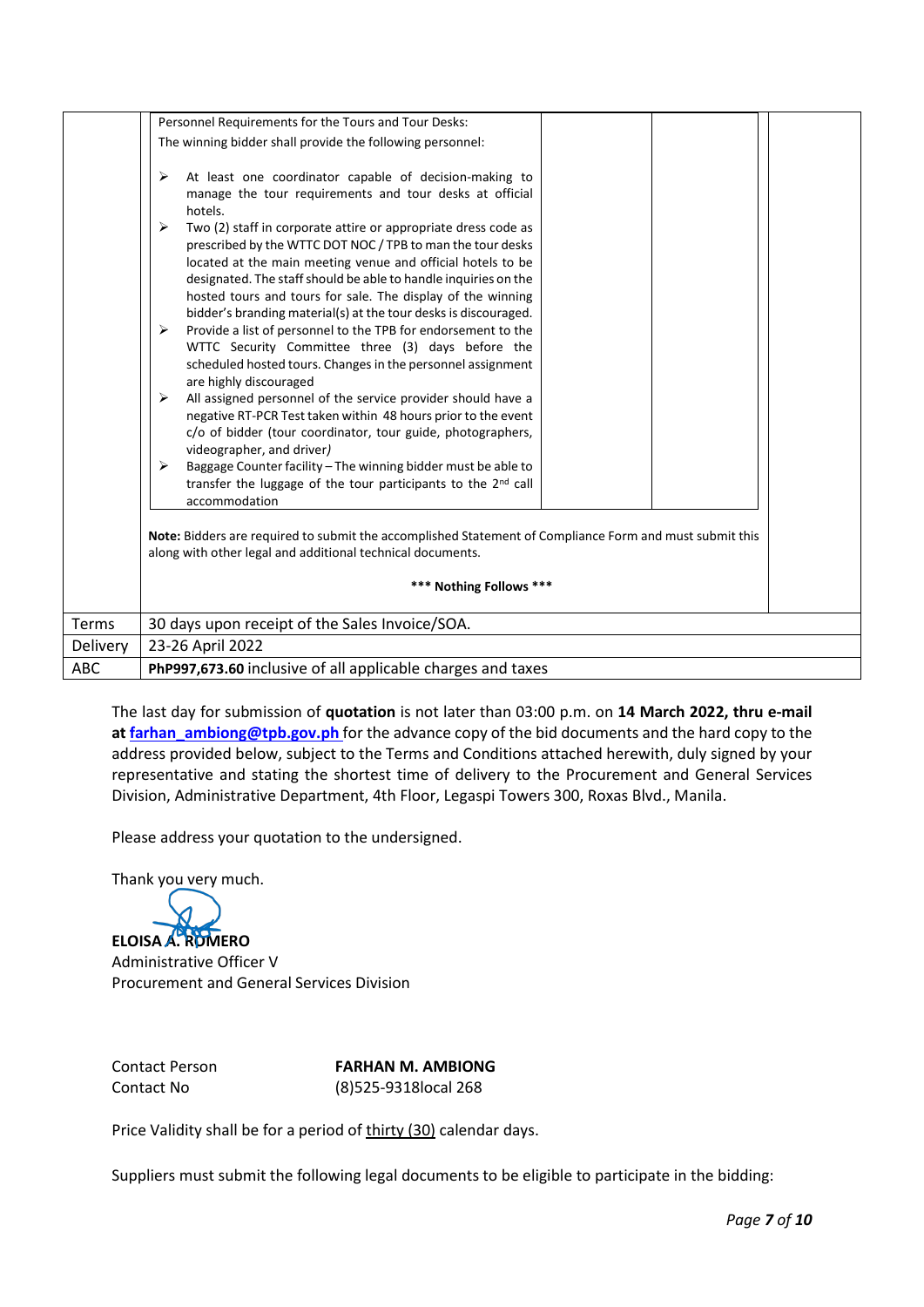| | | | | |
|---|---|---|---|---|
| | Personnel Requirements for the Tours and Tour Desks:<br><br>The winning bidder shall provide the following personnel:<br><br>➢ At least one coordinator capable of decision-making to manage the tour requirements and tour desks at official hotels.<br>➢ Two (2) staff in corporate attire or appropriate dress code as prescribed by the WTTC DOT NOC / TPB to man the tour desks located at the main meeting venue and official hotels to be designated. The staff should be able to handle inquiries on the hosted tours and tours for sale. The display of the winning bidder's branding material(s) at the tour desks is discouraged.<br>➢ Provide a list of personnel to the TPB for endorsement to the WTTC Security Committee three (3) days before the scheduled hosted tours. Changes in the personnel assignment are highly discouraged<br>➢ All assigned personnel of the service provider should have a negative RT-PCR Test taken within 48 hours prior to the event c/o of bidder (tour coordinator, tour guide, photographers, videographer, and driver)<br>➢ Baggage Counter facility – The winning bidder must be able to transfer the luggage of the tour participants to the 2nd call accommodation | | | |
| | **Note:** Bidders are required to submit the accomplished Statement of Compliance Form and must submit this along with other legal and additional technical documents.<br><br>**\*\*\* Nothing Follows \*\*\*** | | | |
| Terms | 30 days upon receipt of the Sales Invoice/SOA. | | | |
| Delivery | 23-26 April 2022 | | | |
| ABC | **PhP997,673.60** inclusive of all applicable charges and taxes | | | |

The last day for submission of **quotation** is not later than 03:00 p.m. on **14 March 2022, thru e-mail at farhan_ambiong@tpb.gov.ph** for the advance copy of the bid documents and the hard copy to the address provided below, subject to the Terms and Conditions attached herewith, duly signed by your representative and stating the shortest time of delivery to the Procurement and General Services Division, Administrative Department, 4th Floor, Legaspi Towers 300, Roxas Blvd., Manila.

Please address your quotation to the undersigned.

Thank you very much.

**ELOISA A. ROMERO**
Administrative Officer V
Procurement and General Services Division

Contact Person **FARHAN M. AMBIONG**
Contact No (8)525-9318local 268

Price Validity shall be for a period of thirty (30) calendar days.

Suppliers must submit the following legal documents to be eligible to participate in the bidding: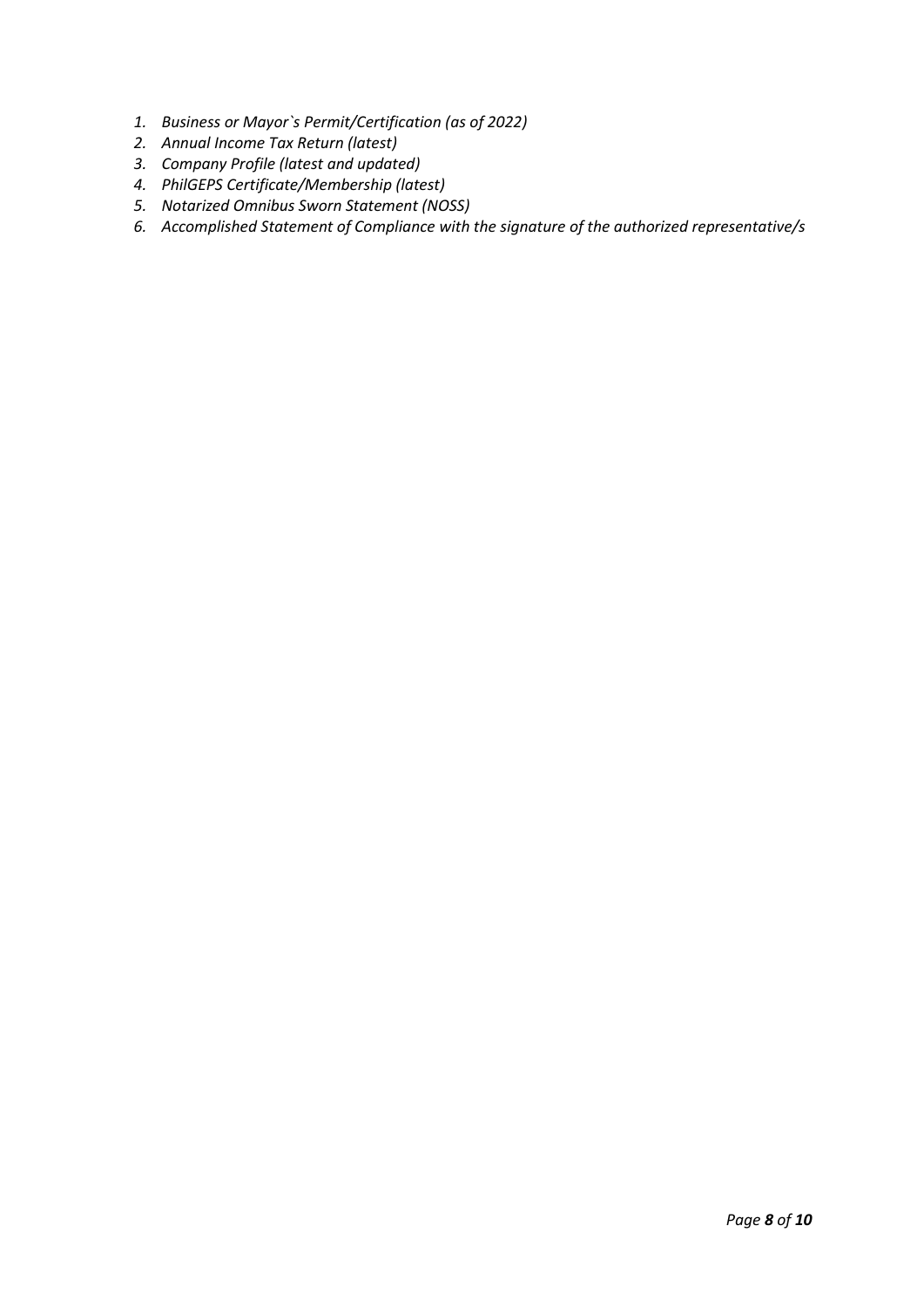1. *Business or Mayor`s Permit/Certification (as of 2022)*
2. *Annual Income Tax Return (latest)*
3. *Company Profile (latest and updated)*
4. *PhilGEPS Certificate/Membership (latest)*
5. *Notarized Omnibus Sworn Statement (NOSS)*
6. *Accomplished Statement of Compliance with the signature of the authorized representative/s*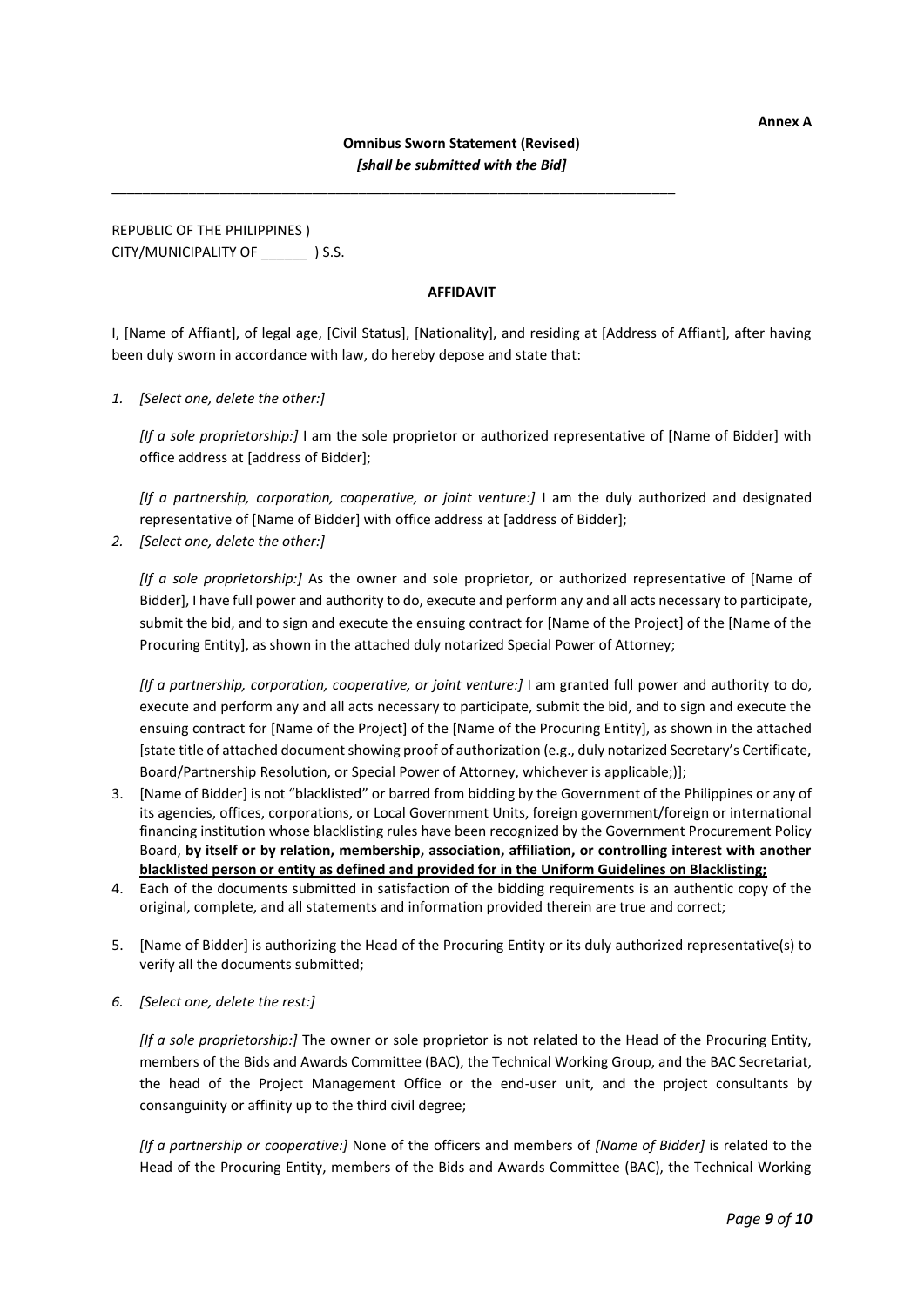**Annex A**

**Omnibus Sworn Statement (Revised)**
***[shall be submitted with the Bid]***

---

REPUBLIC OF THE PHILIPPINES )
CITY/MUNICIPALITY OF ______ ) S.S.

**AFFIDAVIT**

I, [Name of Affiant], of legal age, [Civil Status], [Nationality], and residing at [Address of Affiant], after having been duly sworn in accordance with law, do hereby depose and state that:

1. *[Select one, delete the other:]*

   *[If a sole proprietorship:]* I am the sole proprietor or authorized representative of [Name of Bidder] with office address at [address of Bidder];

   *[If a partnership, corporation, cooperative, or joint venture:]* I am the duly authorized and designated representative of [Name of Bidder] with office address at [address of Bidder];

2. *[Select one, delete the other:]*

   *[If a sole proprietorship:]* As the owner and sole proprietor, or authorized representative of [Name of Bidder], I have full power and authority to do, execute and perform any and all acts necessary to participate, submit the bid, and to sign and execute the ensuing contract for [Name of the Project] of the [Name of the Procuring Entity], as shown in the attached duly notarized Special Power of Attorney;

   *[If a partnership, corporation, cooperative, or joint venture:]* I am granted full power and authority to do, execute and perform any and all acts necessary to participate, submit the bid, and to sign and execute the ensuing contract for [Name of the Project] of the [Name of the Procuring Entity], as shown in the attached [state title of attached document showing proof of authorization (e.g., duly notarized Secretary's Certificate, Board/Partnership Resolution, or Special Power of Attorney, whichever is applicable;)];

3. [Name of Bidder] is not "blacklisted" or barred from bidding by the Government of the Philippines or any of its agencies, offices, corporations, or Local Government Units, foreign government/foreign or international financing institution whose blacklisting rules have been recognized by the Government Procurement Policy Board, **by itself or by relation, membership, association, affiliation, or controlling interest with another blacklisted person or entity as defined and provided for in the Uniform Guidelines on Blacklisting;**

4. Each of the documents submitted in satisfaction of the bidding requirements is an authentic copy of the original, complete, and all statements and information provided therein are true and correct;

5. [Name of Bidder] is authorizing the Head of the Procuring Entity or its duly authorized representative(s) to verify all the documents submitted;

6. *[Select one, delete the rest:]*

   *[If a sole proprietorship:]* The owner or sole proprietor is not related to the Head of the Procuring Entity, members of the Bids and Awards Committee (BAC), the Technical Working Group, and the BAC Secretariat, the head of the Project Management Office or the end-user unit, and the project consultants by consanguinity or affinity up to the third civil degree;

   *[If a partnership or cooperative:]* None of the officers and members of *[Name of Bidder]* is related to the Head of the Procuring Entity, members of the Bids and Awards Committee (BAC), the Technical Working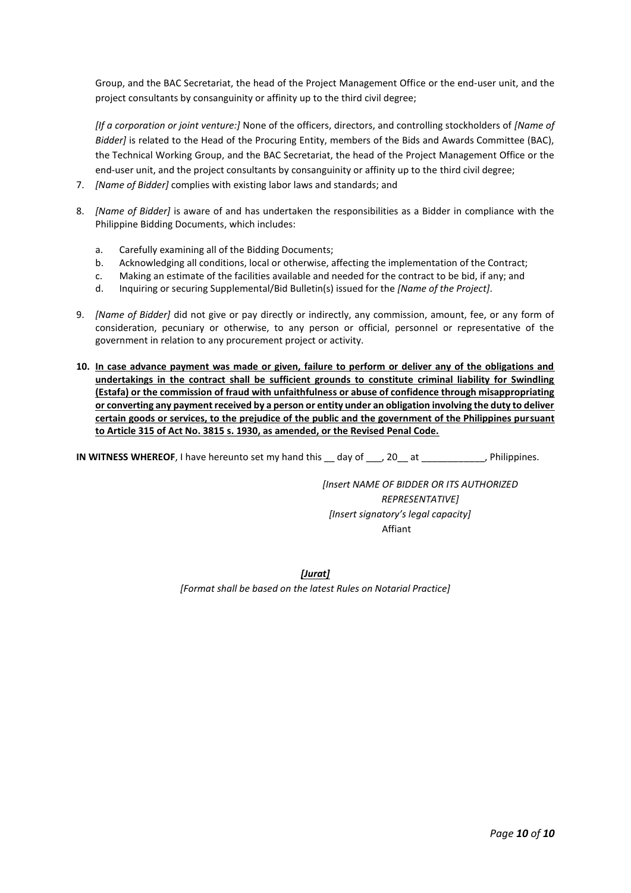Group, and the BAC Secretariat, the head of the Project Management Office or the end-user unit, and the project consultants by consanguinity or affinity up to the third civil degree;

*[If a corporation or joint venture:]* None of the officers, directors, and controlling stockholders of *[Name of Bidder]* is related to the Head of the Procuring Entity, members of the Bids and Awards Committee (BAC), the Technical Working Group, and the BAC Secretariat, the head of the Project Management Office or the end-user unit, and the project consultants by consanguinity or affinity up to the third civil degree;

7. *[Name of Bidder]* complies with existing labor laws and standards; and

8. *[Name of Bidder]* is aware of and has undertaken the responsibilities as a Bidder in compliance with the Philippine Bidding Documents, which includes:

    a. Carefully examining all of the Bidding Documents;
    b. Acknowledging all conditions, local or otherwise, affecting the implementation of the Contract;
    c. Making an estimate of the facilities available and needed for the contract to be bid, if any; and
    d. Inquiring or securing Supplemental/Bid Bulletin(s) issued for the *[Name of the Project]*.

9. *[Name of Bidder]* did not give or pay directly or indirectly, any commission, amount, fee, or any form of consideration, pecuniary or otherwise, to any person or official, personnel or representative of the government in relation to any procurement project or activity.

10. **<u>In case advance payment was made or given, failure to perform or deliver any of the obligations and undertakings in the contract shall be sufficient grounds to constitute criminal liability for Swindling (Estafa) or the commission of fraud with unfaithfulness or abuse of confidence through misappropriating or converting any payment received by a person or entity under an obligation involving the duty to deliver certain goods or services, to the prejudice of the public and the government of the Philippines pursuant to Article 315 of Act No. 3815 s. 1930, as amended, or the Revised Penal Code.</u>**

**IN WITNESS WHEREOF**, I have hereunto set my hand this __ day of ___, 20__ at ____________, Philippines.

*[Insert NAME OF BIDDER OR ITS AUTHORIZED REPRESENTATIVE]*
*[Insert signatory's legal capacity]*
Affiant

***<u>[Jurat]</u>***
*[Format shall be based on the latest Rules on Notarial Practice]*